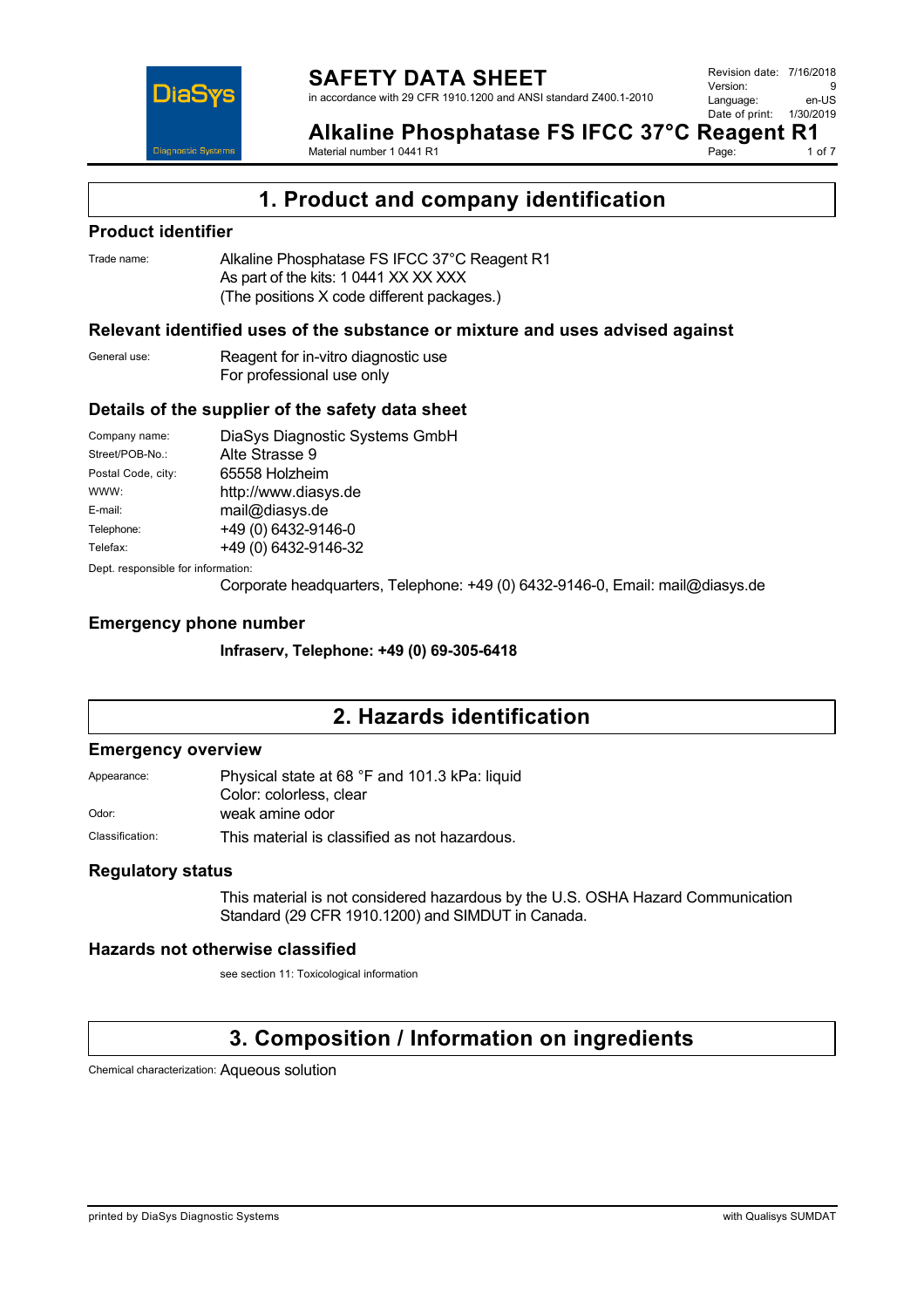# SAFETY DATA SHEET

in accordance with 29 CFR 1910.1200 and ANSI standard Z400.1-2010

Revision date: 7/16/2018
Version: 9
Language: en-US
Date of print: 1/30/2019

**Alkaline Phosphatase FS IFCC 37°C Reagent R1**

Material number 1 0441 R1

## 1. Product and company identification

### Product identifier

Trade name: Alkaline Phosphatase FS IFCC 37°C Reagent R1
As part of the kits: 1 0441 XX XX XXX
(The positions X code different packages.)

### Relevant identified uses of the substance or mixture and uses advised against

General use: Reagent for in-vitro diagnostic use
For professional use only

### Details of the supplier of the safety data sheet

Company name: DiaSys Diagnostic Systems GmbH
Street/POB-No.: Alte Strasse 9
Postal Code, city: 65558 Holzheim
WWW: http://www.diasys.de
E-mail: mail@diasys.de
Telephone: +49 (0) 6432-9146-0
Telefax: +49 (0) 6432-9146-32

Dept. responsible for information:
Corporate headquarters, Telephone: +49 (0) 6432-9146-0, Email: mail@diasys.de

### Emergency phone number

**Infraserv, Telephone: +49 (0) 69-305-6418**

## 2. Hazards identification

### Emergency overview

Appearance: Physical state at 68 °F and 101.3 kPa: liquid
Color: colorless, clear

Odor: weak amine odor

Classification: This material is classified as not hazardous.

### Regulatory status

This material is not considered hazardous by the U.S. OSHA Hazard Communication Standard (29 CFR 1910.1200) and SIMDUT in Canada.

### Hazards not otherwise classified

see section 11: Toxicological information

## 3. Composition / Information on ingredients

Chemical characterization: Aqueous solution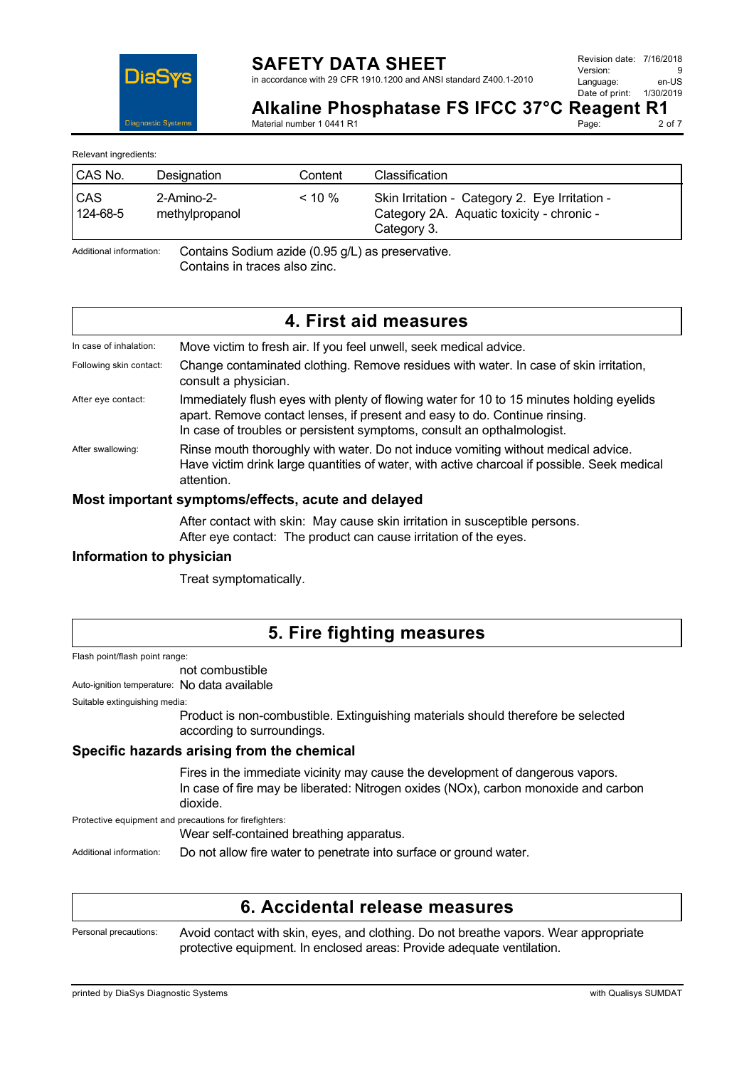Relevant ingredients:

| CAS No. | Designation | Content | Classification |
|---|---|---|---|
| CAS 124-68-5 | 2-Amino-2-methylpropanol | < 10 % | Skin Irritation - Category 2. Eye Irritation - Category 2A. Aquatic toxicity - chronic - Category 3. |

Additional information: Contains Sodium azide (0.95 g/L) as preservative. Contains in traces also zinc.

## 4. First aid measures

In case of inhalation: Move victim to fresh air. If you feel unwell, seek medical advice.

Following skin contact: Change contaminated clothing. Remove residues with water. In case of skin irritation, consult a physician.

After eye contact: Immediately flush eyes with plenty of flowing water for 10 to 15 minutes holding eyelids apart. Remove contact lenses, if present and easy to do. Continue rinsing. In case of troubles or persistent symptoms, consult an opthalmologist.

After swallowing: Rinse mouth thoroughly with water. Do not induce vomiting without medical advice. Have victim drink large quantities of water, with active charcoal if possible. Seek medical attention.

### Most important symptoms/effects, acute and delayed

After contact with skin: May cause skin irritation in susceptible persons.
After eye contact: The product can cause irritation of the eyes.

### Information to physician

Treat symptomatically.

## 5. Fire fighting measures

Flash point/flash point range: not combustible

Auto-ignition temperature: No data available

Suitable extinguishing media: Product is non-combustible. Extinguishing materials should therefore be selected according to surroundings.

### Specific hazards arising from the chemical

Fires in the immediate vicinity may cause the development of dangerous vapors.
In case of fire may be liberated: Nitrogen oxides (NOx), carbon monoxide and carbon dioxide.

Protective equipment and precautions for firefighters: Wear self-contained breathing apparatus.

Additional information: Do not allow fire water to penetrate into surface or ground water.

## 6. Accidental release measures

Personal precautions: Avoid contact with skin, eyes, and clothing. Do not breathe vapors. Wear appropriate protective equipment. In enclosed areas: Provide adequate ventilation.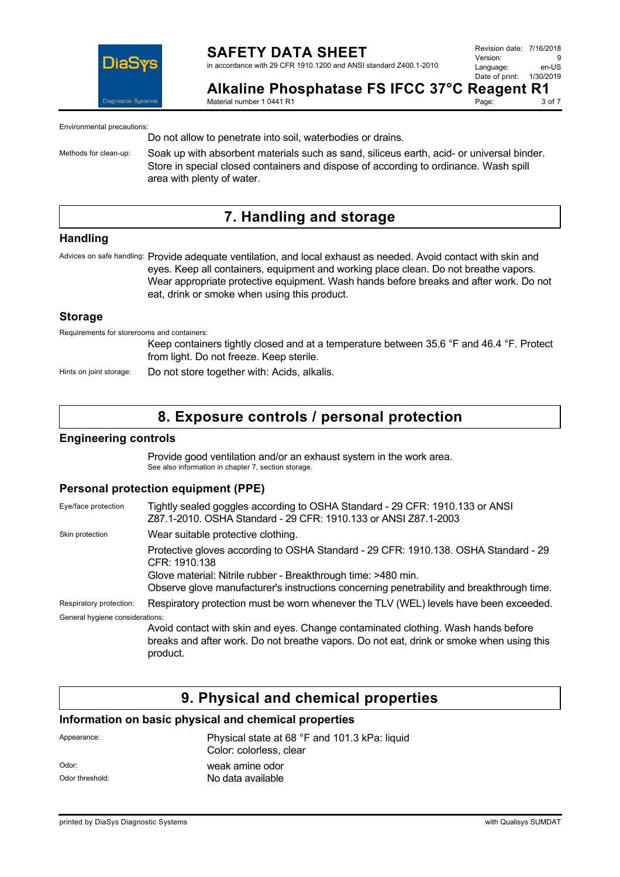Environmental precautions:

Do not allow to penetrate into soil, waterbodies or drains.

Methods for clean-up: Soak up with absorbent materials such as sand, siliceus earth, acid- or universal binder. Store in special closed containers and dispose of according to ordinance. Wash spill area with plenty of water.

# 7. Handling and storage

## Handling

Advices on safe handling: Provide adequate ventilation, and local exhaust as needed. Avoid contact with skin and eyes. Keep all containers, equipment and working place clean. Do not breathe vapors. Wear appropriate protective equipment. Wash hands before breaks and after work. Do not eat, drink or smoke when using this product.

## Storage

Requirements for storerooms and containers:

Keep containers tightly closed and at a temperature between 35.6 °F and 46.4 °F. Protect from light. Do not freeze. Keep sterile.

Hints on joint storage: Do not store together with: Acids, alkalis.

# 8. Exposure controls / personal protection

## Engineering controls

Provide good ventilation and/or an exhaust system in the work area.
See also information in chapter 7, section storage.

## Personal protection equipment (PPE)

Eye/face protection: Tightly sealed goggles according to OSHA Standard - 29 CFR: 1910.133 or ANSI Z87.1-2010. OSHA Standard - 29 CFR: 1910.133 or ANSI Z87.1-2003

Skin protection: Wear suitable protective clothing.

Protective gloves according to OSHA Standard - 29 CFR: 1910.138. OSHA Standard - 29 CFR: 1910.138
Glove material: Nitrile rubber - Breakthrough time: >480 min.
Observe glove manufacturer's instructions concerning penetrability and breakthrough time.

Respiratory protection: Respiratory protection must be worn whenever the TLV (WEL) levels have been exceeded.

General hygiene considerations:

Avoid contact with skin and eyes. Change contaminated clothing. Wash hands before breaks and after work. Do not breathe vapors. Do not eat, drink or smoke when using this product.

# 9. Physical and chemical properties

## Information on basic physical and chemical properties

Appearance: Physical state at 68 °F and 101.3 kPa: liquid
Color: colorless, clear

Odor: weak amine odor

Odor threshold: No data available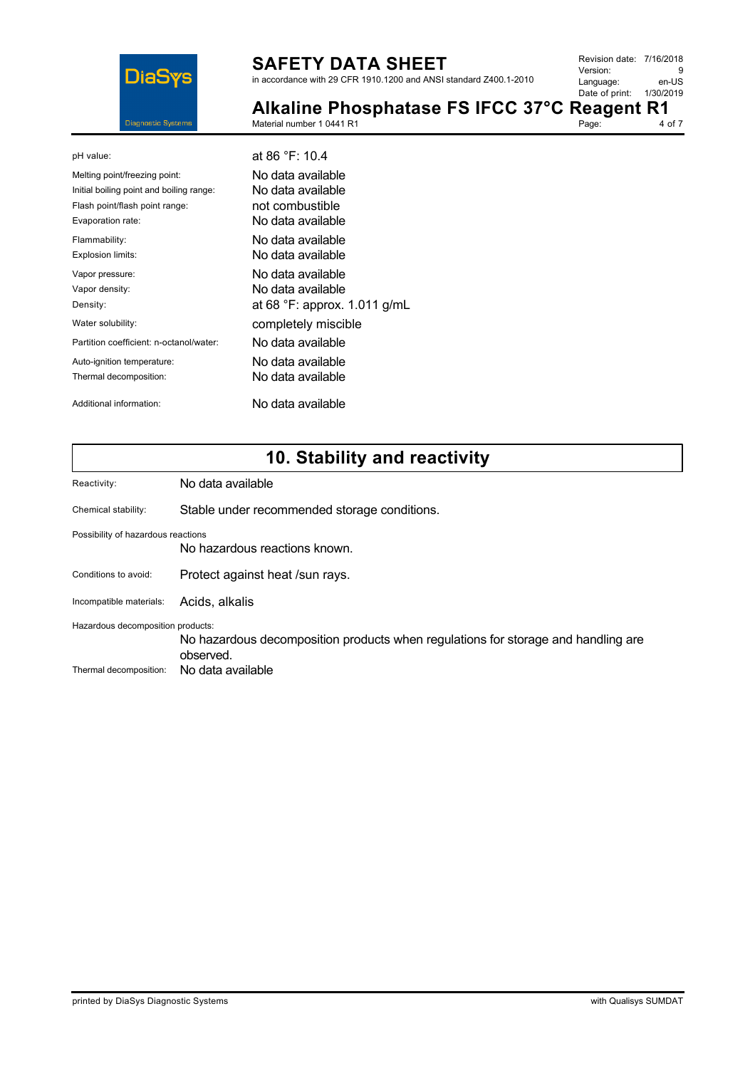| | |
|---|---|
| pH value: | at 86 °F: 10.4 |
| Melting point/freezing point: | No data available |
| Initial boiling point and boiling range: | No data available |
| Flash point/flash point range: | not combustible |
| Evaporation rate: | No data available |
| Flammability: | No data available |
| Explosion limits: | No data available |
| Vapor pressure: | No data available |
| Vapor density: | No data available |
| Density: | at 68 °F: approx. 1.011 g/mL |
| Water solubility: | completely miscible |
| Partition coefficient: n-octanol/water: | No data available |
| Auto-ignition temperature: | No data available |
| Thermal decomposition: | No data available |
| Additional information: | No data available |

## 10. Stability and reactivity

Reactivity: No data available

Chemical stability: Stable under recommended storage conditions.

Possibility of hazardous reactions
No hazardous reactions known.

Conditions to avoid: Protect against heat /sun rays.

Incompatible materials: Acids, alkalis

Hazardous decomposition products:
No hazardous decomposition products when regulations for storage and handling are observed.

Thermal decomposition: No data available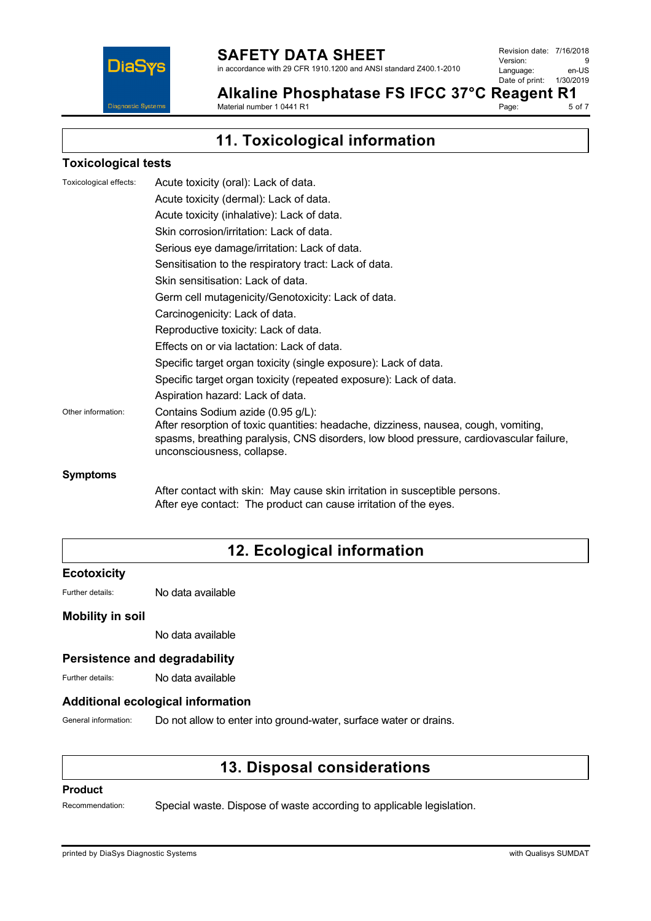## 11. Toxicological information

### Toxicological tests

Toxicological effects:

Acute toxicity (oral): Lack of data.

Acute toxicity (dermal): Lack of data.

Acute toxicity (inhalative): Lack of data.

Skin corrosion/irritation: Lack of data.

Serious eye damage/irritation: Lack of data.

Sensitisation to the respiratory tract: Lack of data.

Skin sensitisation: Lack of data.

Germ cell mutagenicity/Genotoxicity: Lack of data.

Carcinogenicity: Lack of data.

Reproductive toxicity: Lack of data.

Effects on or via lactation: Lack of data.

Specific target organ toxicity (single exposure): Lack of data.

Specific target organ toxicity (repeated exposure): Lack of data.

Aspiration hazard: Lack of data.

Other information:

Contains Sodium azide (0.95 g/L):
After resorption of toxic quantities: headache, dizziness, nausea, cough, vomiting, spasms, breathing paralysis, CNS disorders, low blood pressure, cardiovascular failure, unconsciousness, collapse.

### Symptoms

After contact with skin: May cause skin irritation in susceptible persons.
After eye contact: The product can cause irritation of the eyes.

## 12. Ecological information

### Ecotoxicity

Further details: No data available

### Mobility in soil

No data available

### Persistence and degradability

Further details: No data available

### Additional ecological information

General information: Do not allow to enter into ground-water, surface water or drains.

## 13. Disposal considerations

### Product

Recommendation: Special waste. Dispose of waste according to applicable legislation.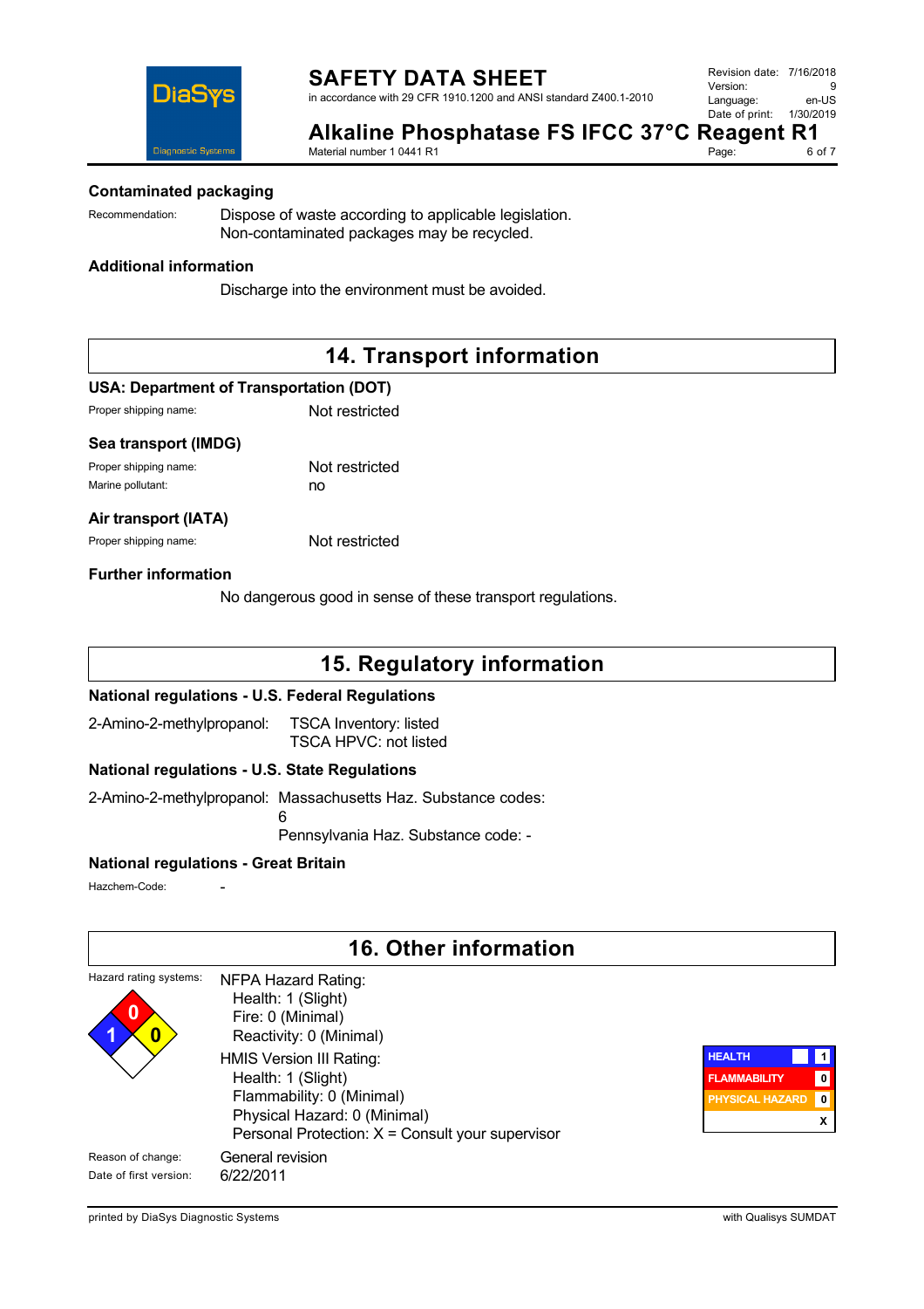### Contaminated packaging

Recommendation: Dispose of waste according to applicable legislation. Non-contaminated packages may be recycled.

### Additional information

Discharge into the environment must be avoided.

## 14. Transport information

### USA: Department of Transportation (DOT)

Proper shipping name: Not restricted

### Sea transport (IMDG)

Proper shipping name: Not restricted

Marine pollutant: no

### Air transport (IATA)

Proper shipping name: Not restricted

### Further information

No dangerous good in sense of these transport regulations.

## 15. Regulatory information

### National regulations - U.S. Federal Regulations

2-Amino-2-methylpropanol: TSCA Inventory: listed
TSCA HPVC: not listed

### National regulations - U.S. State Regulations

2-Amino-2-methylpropanol: Massachusetts Haz. Substance codes: 6
Pennsylvania Haz. Substance code: -

### National regulations - Great Britain

Hazchem-Code: -

## 16. Other information

Hazard rating systems:

NFPA Hazard Rating:
- Health: 1 (Slight)
- Fire: 0 (Minimal)
- Reactivity: 0 (Minimal)

HMIS Version III Rating:
- Health: 1 (Slight)
- Flammability: 0 (Minimal)
- Physical Hazard: 0 (Minimal)
- Personal Protection: X = Consult your supervisor

| HEALTH | 1 |
|---|---|
| FLAMMABILITY | 0 |
| PHYSICAL HAZARD | 0 |
| | X |

Reason of change: General revision

Date of first version: 6/22/2011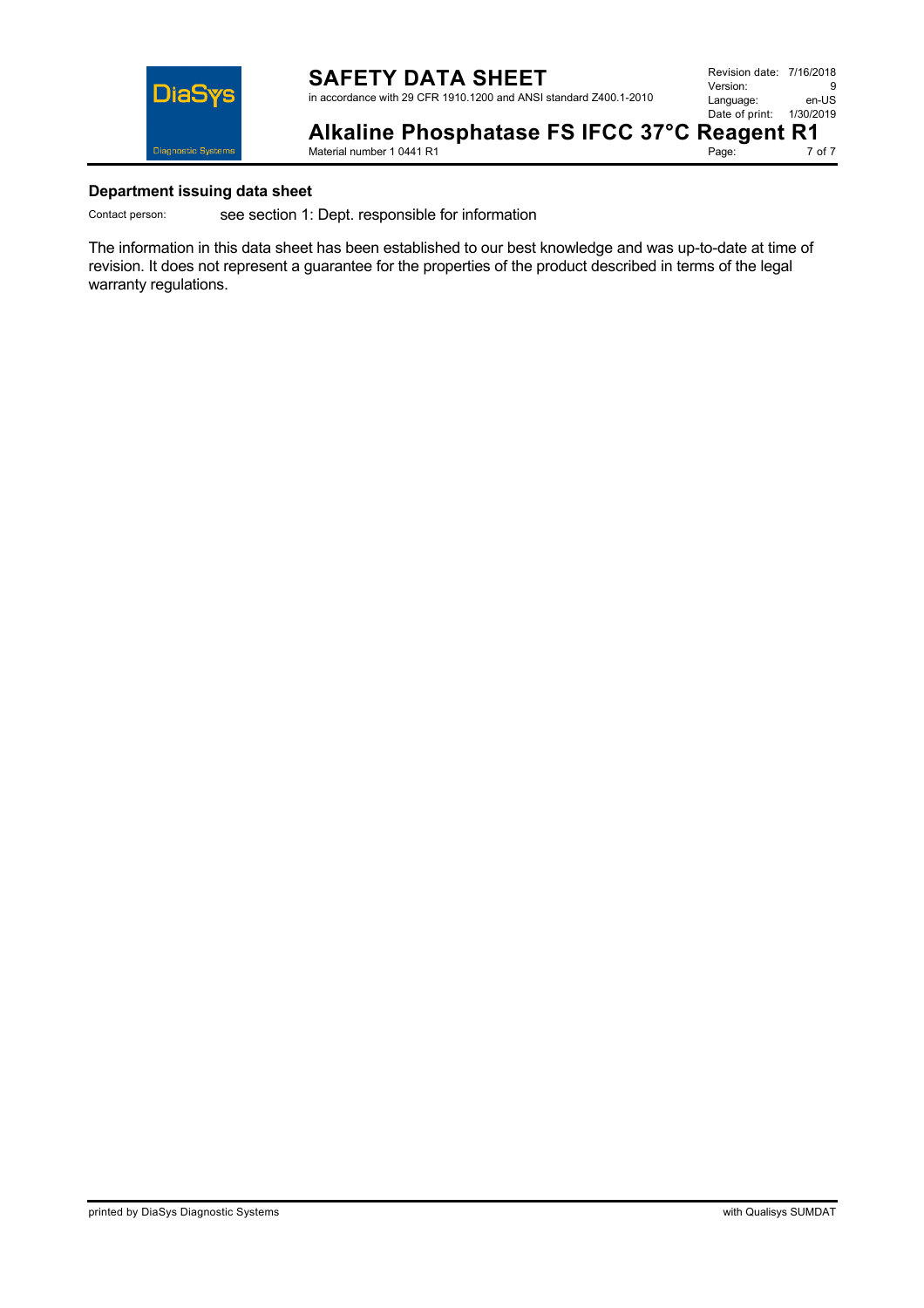### Department issuing data sheet

Contact person: see section 1: Dept. responsible for information

The information in this data sheet has been established to our best knowledge and was up-to-date at time of revision. It does not represent a guarantee for the properties of the product described in terms of the legal warranty regulations.